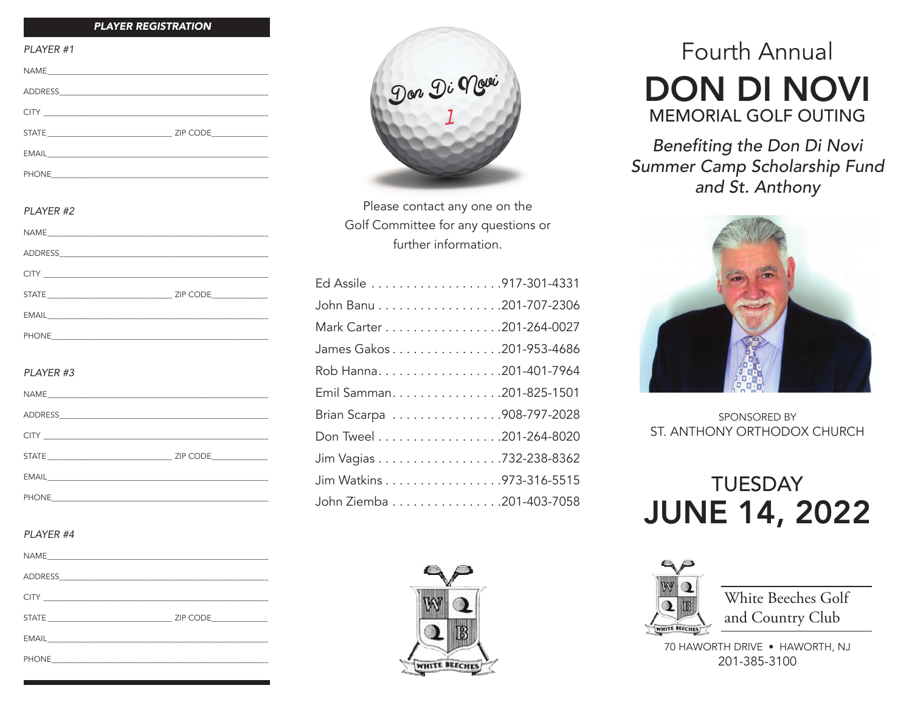## PLAYER REGISTRATION

*PLAYER #1*

NAME\_\_\_\_\_\_\_\_\_\_\_\_\_\_\_\_\_\_\_\_\_\_\_\_\_\_\_\_\_\_\_\_\_\_\_\_\_\_\_\_

ADDRESS\_\_\_\_\_\_\_\_\_\_\_\_\_\_\_\_\_\_\_\_\_\_\_\_\_\_\_\_\_\_\_\_\_\_\_\_\_\_

CITY \_\_\_\_\_\_\_\_\_\_\_\_\_\_\_\_\_\_\_\_\_\_\_\_\_\_\_\_\_\_\_\_\_\_\_\_\_\_\_\_\_

STATE\_\_\_\_\_\_\_\_\_\_\_\_\_\_\_\_\_\_\_\_\_\_\_ ZIP CODE\_\_\_\_\_\_\_\_\_\_\_

EMAIL\_\_\_\_\_\_\_\_\_\_\_\_\_\_\_\_\_\_\_\_\_\_\_\_\_\_\_\_\_\_\_\_\_\_\_\_\_\_\_\_

PHONE\_\_\_\_\_\_\_\_\_\_\_\_\_\_\_\_\_\_\_\_\_\_\_\_\_\_\_\_\_\_\_\_\_\_\_\_\_\_\_\_

*PLAYER #2*

NAME\_\_\_\_\_\_\_\_\_\_\_\_\_\_\_\_\_\_\_\_\_\_\_\_\_\_\_\_\_\_\_\_\_\_\_\_\_\_\_\_

ADDRESS\_\_\_\_\_\_\_\_\_\_\_\_\_\_\_\_\_\_\_\_\_\_\_\_\_\_\_\_\_\_\_\_\_\_\_\_\_\_

CITY \_\_\_\_\_\_\_\_\_\_\_\_\_\_\_\_\_\_\_\_\_\_\_\_\_\_\_\_\_\_\_\_\_\_\_\_\_\_\_\_\_

STATE\_\_\_\_\_\_\_\_\_\_\_\_\_\_\_\_\_\_\_\_\_\_\_ ZIP CODE\_\_\_\_\_\_\_\_\_\_\_

EMAIL\_\_\_\_\_\_\_\_\_\_\_\_\_\_\_\_\_\_\_\_\_\_\_\_\_\_\_\_\_\_\_\_\_\_\_\_\_\_\_\_

PHONE\_\_\_\_\_\_\_\_\_\_\_\_\_\_\_\_\_\_\_\_\_\_\_\_\_\_\_\_\_\_\_\_\_\_\_\_\_\_\_\_

*PLAYER #3*

NAME\_\_\_\_\_\_\_\_\_\_\_\_\_\_\_\_\_\_\_\_\_\_\_\_\_\_\_\_\_\_\_\_\_\_\_\_\_\_\_\_

ADDRESS\_\_\_\_\_\_\_\_\_\_\_\_\_\_\_\_\_\_\_\_\_\_\_\_\_\_\_\_\_\_\_\_\_\_\_\_\_\_

CITY \_\_\_\_\_\_\_\_\_\_\_\_\_\_\_\_\_\_\_\_\_\_\_\_\_\_\_\_\_\_\_\_\_\_\_\_\_\_\_\_\_

STATE\_\_\_\_\_\_\_\_\_\_\_\_\_\_\_\_\_\_\_\_\_\_\_ ZIP CODE\_\_\_\_\_\_\_\_\_\_\_

EMAIL\_\_\_\_\_\_\_\_\_\_\_\_\_\_\_\_\_\_\_\_\_\_\_\_\_\_\_\_\_\_\_\_\_\_\_\_\_\_\_\_

PHONE\_\_\_\_\_\_\_\_\_\_\_\_\_\_\_\_\_\_\_\_\_\_\_\_\_\_\_\_\_\_\_\_\_\_\_\_\_\_\_\_

*PLAYER #4*

NAME\_\_\_\_\_\_\_\_\_\_\_\_\_\_\_\_\_\_\_\_\_\_\_\_\_\_\_\_\_\_\_\_\_\_\_\_\_\_\_\_

ADDRESS\_\_\_\_\_\_\_\_\_\_\_\_\_\_\_\_\_\_\_\_\_\_\_\_\_\_\_\_\_\_\_\_\_\_\_\_\_\_

CITY \_\_\_\_\_\_\_\_\_\_\_\_\_\_\_\_\_\_\_\_\_\_\_\_\_\_\_\_\_\_\_\_\_\_\_\_\_\_\_\_\_

STATE\_\_\_\_\_\_\_\_\_\_\_\_\_\_\_\_\_\_\_\_\_\_\_ ZIP CODE\_\_\_\_\_\_\_\_\_\_\_

EMAIL\_\_\_\_\_\_\_\_\_\_\_\_\_\_\_\_\_\_\_\_\_\_\_\_\_\_\_\_\_\_\_\_\_\_\_\_\_\_\_\_

PHONE\_\_\_\_\_\_\_\_\_\_\_\_\_\_\_\_\_\_\_\_\_\_\_\_\_\_\_\_\_\_\_\_\_\_\_\_\_\_\_\_

Don Di Novi 1

Please contact any one on the Golf Committee for any questions or further information.

Ed Assile . . . . . . . . . . . . . . . . . . .917-301-4331
John Banu . . . . . . . . . . . . . . . . . .201-707-2306
Mark Carter . . . . . . . . . . . . . . . . .201-264-0027
James Gakos . . . . . . . . . . . . . . . .201-953-4686
Rob Hanna. . . . . . . . . . . . . . . . . .201-401-7964
Emil Samman. . . . . . . . . . . . . . . .201-825-1501
Brian Scarpa . . . . . . . . . . . . . . . .908-797-2028
Don Tweel . . . . . . . . . . . . . . . . . .201-264-8020
Jim Vagias . . . . . . . . . . . . . . . . . .732-238-8362
Jim Watkins . . . . . . . . . . . . . . . . .973-316-5515
John Ziemba . . . . . . . . . . . . . . . .201-403-7058

Fourth Annual

# DON DI NOVI

## MEMORIAL GOLF OUTING

*Benefiting the Don Di Novi Summer Camp Scholarship Fund and St. Anthony*

SPONSORED BY
ST. ANTHONY ORTHODOX CHURCH

## TUESDAY
# JUNE 14, 2022

White Beeches Golf and Country Club

70 HAWORTH DRIVE • HAWORTH, NJ
201-385-3100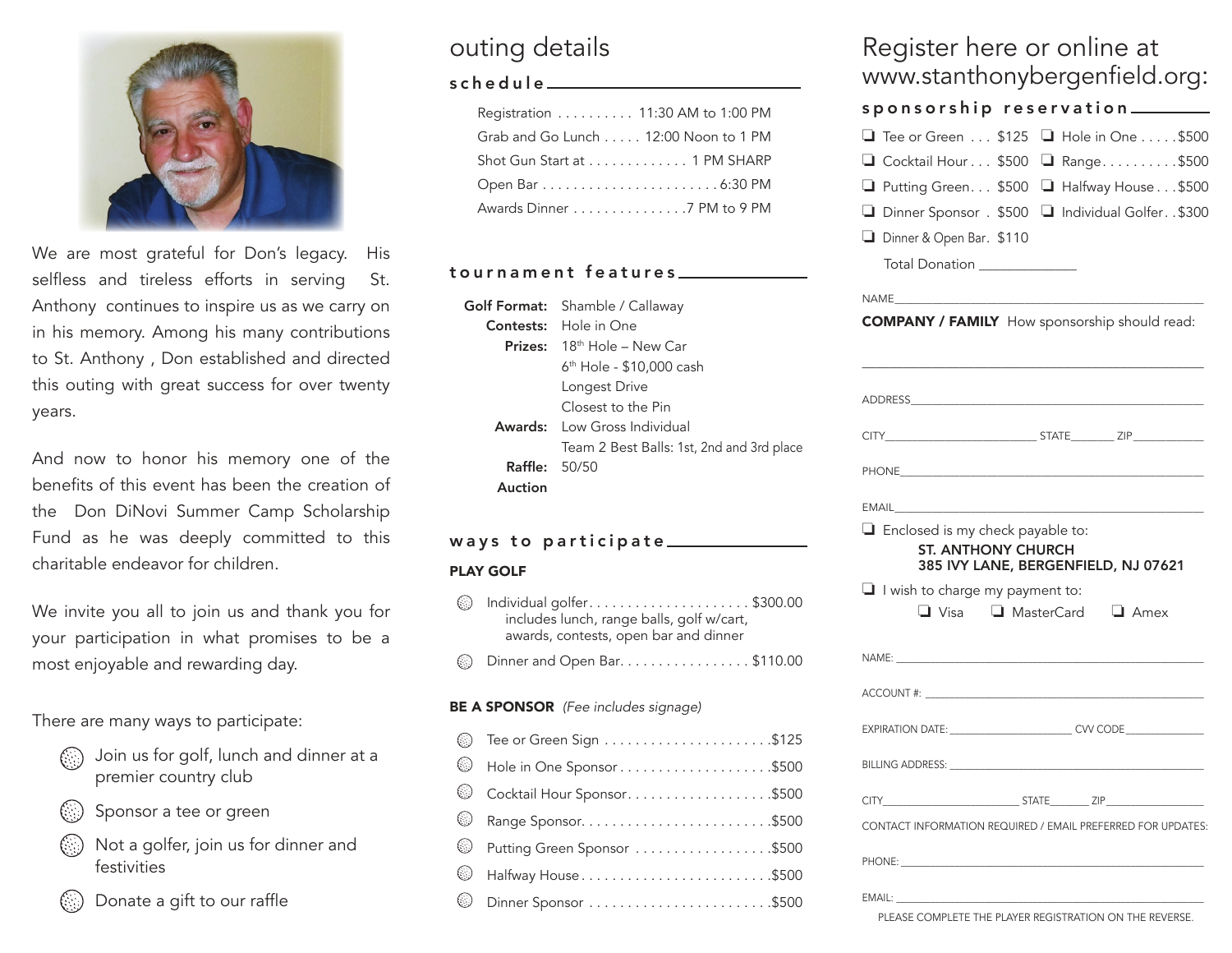We are most grateful for Don's legacy. His selfless and tireless efforts in serving St. Anthony continues to inspire us as we carry on in his memory. Among his many contributions to St. Anthony , Don established and directed this outing with great success for over twenty years.

And now to honor his memory one of the benefits of this event has been the creation of the Don DiNovi Summer Camp Scholarship Fund as he was deeply committed to this charitable endeavor for children.

We invite you all to join us and thank you for your participation in what promises to be a most enjoyable and rewarding day.

There are many ways to participate:

- Join us for golf, lunch and dinner at a premier country club
- Sponsor a tee or green
- Not a golfer, join us for dinner and festivities
- Donate a gift to our raffle

# outing details

## schedule

Registration .......... 11:30 AM to 1:00 PM
Grab and Go Lunch ..... 12:00 Noon to 1 PM
Shot Gun Start at ............. 1 PM SHARP
Open Bar ....................... 6:30 PM
Awards Dinner ...............7 PM to 9 PM

## tournament features

**Golf Format:** Shamble / Callaway
**Contests:** Hole in One
**Prizes:** 18th Hole – New Car
6th Hole - $10,000 cash
Longest Drive
Closest to the Pin
**Awards:** Low Gross Individual
Team 2 Best Balls: 1st, 2nd and 3rd place
**Raffle:** 50/50
**Auction**

## ways to participate

**PLAY GOLF**

- Individual golfer..................... $300.00
  includes lunch, range balls, golf w/cart, awards, contests, open bar and dinner
- Dinner and Open Bar................. $110.00

**BE A SPONSOR** *(Fee includes signage)*

- Tee or Green Sign ......................$125
- Hole in One Sponsor ....................$500
- Cocktail Hour Sponsor...................$500
- Range Sponsor.........................$500
- Putting Green Sponsor ..................$500
- Halfway House.........................$500
- Dinner Sponsor ........................$500

# Register here or online at www.stanthonybergenfield.org:

## sponsorship reservation

❑ Tee or Green . . . $125 ❑ Hole in One . . . . .$500
❑ Cocktail Hour . . . $500 ❑ Range. . . . . . . . . .$500
❑ Putting Green. . . $500 ❑ Halfway House . . .$500
❑ Dinner Sponsor . $500 ❑ Individual Golfer. . $300
❑ Dinner & Open Bar. $110

Total Donation _____________

NAME___________________________________________

**COMPANY / FAMILY** How sponsorship should read:

_______________________________________________

ADDRESS________________________________________

CITY______________________ STATE_______ ZIP___________

PHONE__________________________________________

EMAIL__________________________________________

❑ Enclosed is my check payable to:
**ST. ANTHONY CHURCH**
**385 IVY LANE, BERGENFIELD, NJ 07621**

❑ I wish to charge my payment to:
❑ Visa ❑ MasterCard ❑ Amex

NAME: __________________________________________

ACCOUNT #: _____________________________________

EXPIRATION DATE: ____________________ CVV CODE_____________

BILLING ADDRESS: ________________________________

CITY______________________ STATE_______ ZIP________________

CONTACT INFORMATION REQUIRED / EMAIL PREFERRED FOR UPDATES:

PHONE: _________________________________________

EMAIL: _________________________________________

PLEASE COMPLETE THE PLAYER REGISTRATION ON THE REVERSE.